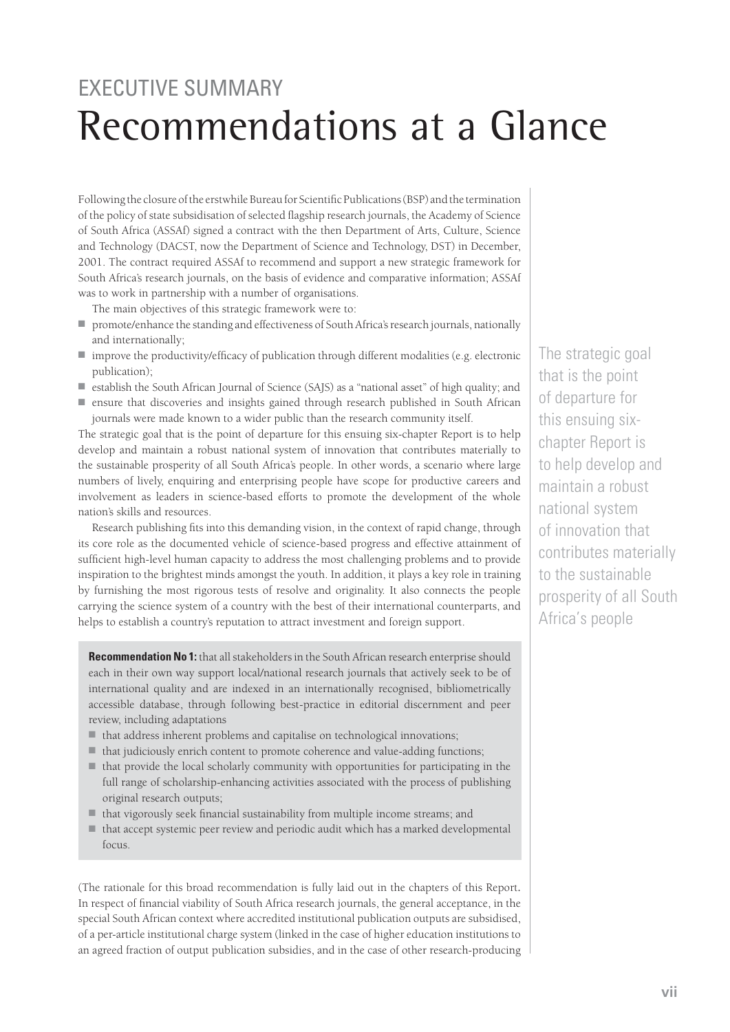# EXECUTIVE SUMMARY
# Recommendations at a Glance

Following the closure of the erstwhile Bureau for Scientific Publications (BSP) and the termination of the policy of state subsidisation of selected flagship research journals, the Academy of Science of South Africa (ASSAf) signed a contract with the then Department of Arts, Culture, Science and Technology (DACST, now the Department of Science and Technology, DST) in December, 2001. The contract required ASSAf to recommend and support a new strategic framework for South Africa's research journals, on the basis of evidence and comparative information; ASSAf was to work in partnership with a number of organisations.

The main objectives of this strategic framework were to:

- promote/enhance the standing and effectiveness of South Africa's research journals, nationally and internationally;
- improve the productivity/efficacy of publication through different modalities (e.g. electronic publication);
- establish the South African Journal of Science (SAJS) as a "national asset" of high quality; and
- ensure that discoveries and insights gained through research published in South African journals were made known to a wider public than the research community itself.

The strategic goal that is the point of departure for this ensuing six-chapter Report is to help develop and maintain a robust national system of innovation that contributes materially to the sustainable prosperity of all South Africa's people. In other words, a scenario where large numbers of lively, enquiring and enterprising people have scope for productive careers and involvement as leaders in science-based efforts to promote the development of the whole nation's skills and resources.

Research publishing fits into this demanding vision, in the context of rapid change, through its core role as the documented vehicle of science-based progress and effective attainment of sufficient high-level human capacity to address the most challenging problems and to provide inspiration to the brightest minds amongst the youth. In addition, it plays a key role in training by furnishing the most rigorous tests of resolve and originality. It also connects the people carrying the science system of a country with the best of their international counterparts, and helps to establish a country's reputation to attract investment and foreign support.

> The strategic goal that is the point of departure for this ensuing six-chapter Report is to help develop and maintain a robust national system of innovation that contributes materially to the sustainable prosperity of all South Africa's people

**Recommendation No 1:** that all stakeholders in the South African research enterprise should each in their own way support local/national research journals that actively seek to be of international quality and are indexed in an internationally recognised, bibliometrically accessible database, through following best-practice in editorial discernment and peer review, including adaptations

- that address inherent problems and capitalise on technological innovations;
- that judiciously enrich content to promote coherence and value-adding functions;
- that provide the local scholarly community with opportunities for participating in the full range of scholarship-enhancing activities associated with the process of publishing original research outputs;
- that vigorously seek financial sustainability from multiple income streams; and
- that accept systemic peer review and periodic audit which has a marked developmental focus.

(The rationale for this broad recommendation is fully laid out in the chapters of this Report. In respect of financial viability of South Africa research journals, the general acceptance, in the special South African context where accredited institutional publication outputs are subsidised, of a per-article institutional charge system (linked in the case of higher education institutions to an agreed fraction of output publication subsidies, and in the case of other research-producing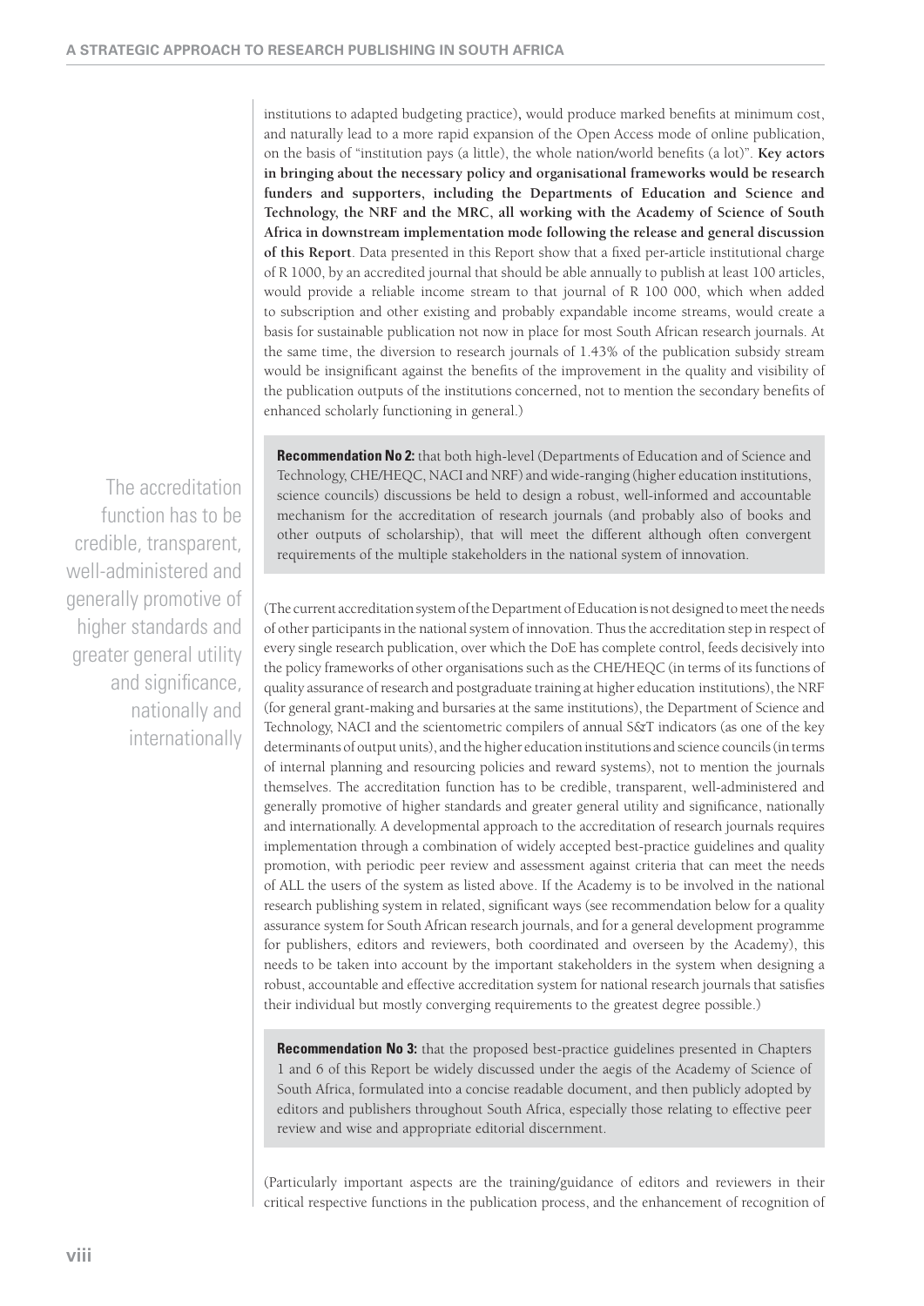institutions to adapted budgeting practice), would produce marked benefits at minimum cost, and naturally lead to a more rapid expansion of the Open Access mode of online publication, on the basis of "institution pays (a little), the whole nation/world benefits (a lot)". **Key actors in bringing about the necessary policy and organisational frameworks would be research funders and supporters, including the Departments of Education and Science and Technology, the NRF and the MRC, all working with the Academy of Science of South Africa in downstream implementation mode following the release and general discussion of this Report**. Data presented in this Report show that a fixed per-article institutional charge of R 1000, by an accredited journal that should be able annually to publish at least 100 articles, would provide a reliable income stream to that journal of R 100 000, which when added to subscription and other existing and probably expandable income streams, would create a basis for sustainable publication not now in place for most South African research journals. At the same time, the diversion to research journals of 1.43% of the publication subsidy stream would be insignificant against the benefits of the improvement in the quality and visibility of the publication outputs of the institutions concerned, not to mention the secondary benefits of enhanced scholarly functioning in general.)

> The accreditation function has to be credible, transparent, well-administered and generally promotive of higher standards and greater general utility and significance, nationally and internationally

**Recommendation No 2:** that both high-level (Departments of Education and of Science and Technology, CHE/HEQC, NACI and NRF) and wide-ranging (higher education institutions, science councils) discussions be held to design a robust, well-informed and accountable mechanism for the accreditation of research journals (and probably also of books and other outputs of scholarship), that will meet the different although often convergent requirements of the multiple stakeholders in the national system of innovation.

(The current accreditation system of the Department of Education is not designed to meet the needs of other participants in the national system of innovation. Thus the accreditation step in respect of every single research publication, over which the DoE has complete control, feeds decisively into the policy frameworks of other organisations such as the CHE/HEQC (in terms of its functions of quality assurance of research and postgraduate training at higher education institutions), the NRF (for general grant-making and bursaries at the same institutions), the Department of Science and Technology, NACI and the scientometric compilers of annual S&T indicators (as one of the key determinants of output units), and the higher education institutions and science councils (in terms of internal planning and resourcing policies and reward systems), not to mention the journals themselves. The accreditation function has to be credible, transparent, well-administered and generally promotive of higher standards and greater general utility and significance, nationally and internationally. A developmental approach to the accreditation of research journals requires implementation through a combination of widely accepted best-practice guidelines and quality promotion, with periodic peer review and assessment against criteria that can meet the needs of ALL the users of the system as listed above. If the Academy is to be involved in the national research publishing system in related, significant ways (see recommendation below for a quality assurance system for South African research journals, and for a general development programme for publishers, editors and reviewers, both coordinated and overseen by the Academy), this needs to be taken into account by the important stakeholders in the system when designing a robust, accountable and effective accreditation system for national research journals that satisfies their individual but mostly converging requirements to the greatest degree possible.)

**Recommendation No 3:** that the proposed best-practice guidelines presented in Chapters 1 and 6 of this Report be widely discussed under the aegis of the Academy of Science of South Africa, formulated into a concise readable document, and then publicly adopted by editors and publishers throughout South Africa, especially those relating to effective peer review and wise and appropriate editorial discernment.

(Particularly important aspects are the training/guidance of editors and reviewers in their critical respective functions in the publication process, and the enhancement of recognition of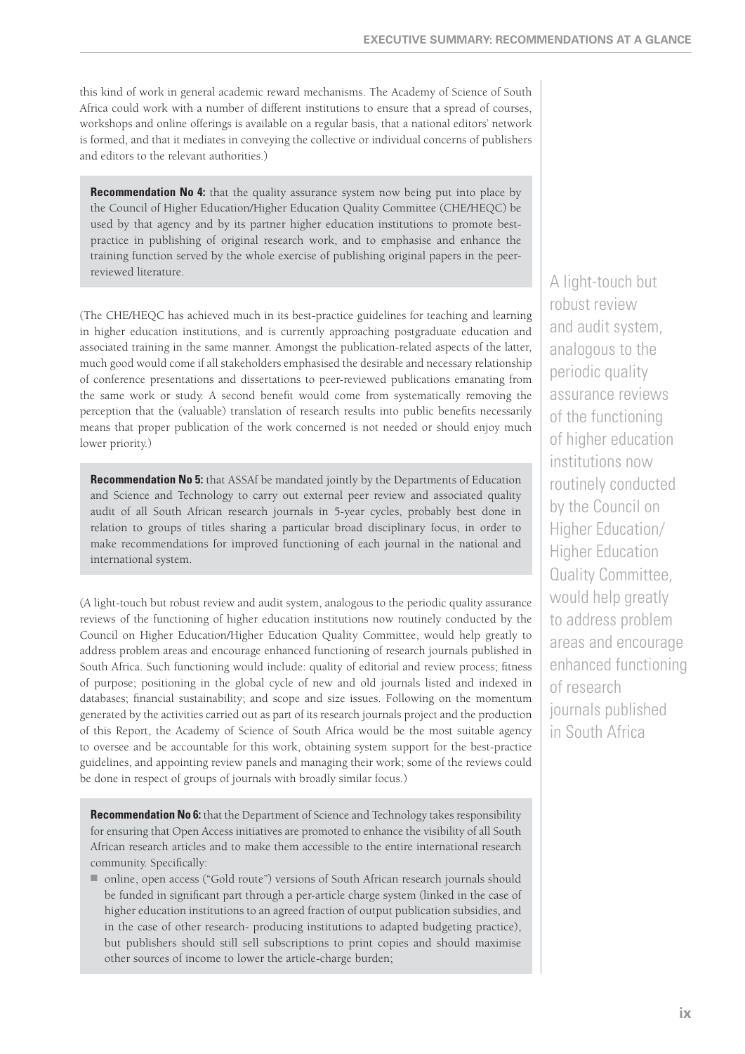this kind of work in general academic reward mechanisms. The Academy of Science of South Africa could work with a number of different institutions to ensure that a spread of courses, workshops and online offerings is available on a regular basis, that a national editors' network is formed, and that it mediates in conveying the collective or individual concerns of publishers and editors to the relevant authorities.)

**Recommendation No 4:** that the quality assurance system now being put into place by the Council of Higher Education/Higher Education Quality Committee (CHE/HEQC) be used by that agency and by its partner higher education institutions to promote best-practice in publishing of original research work, and to emphasise and enhance the training function served by the whole exercise of publishing original papers in the peer-reviewed literature.

(The CHE/HEQC has achieved much in its best-practice guidelines for teaching and learning in higher education institutions, and is currently approaching postgraduate education and associated training in the same manner. Amongst the publication-related aspects of the latter, much good would come if all stakeholders emphasised the desirable and necessary relationship of conference presentations and dissertations to peer-reviewed publications emanating from the same work or study. A second benefit would come from systematically removing the perception that the (valuable) translation of research results into public benefits necessarily means that proper publication of the work concerned is not needed or should enjoy much lower priority.)

**Recommendation No 5:** that ASSAf be mandated jointly by the Departments of Education and Science and Technology to carry out external peer review and associated quality audit of all South African research journals in 5-year cycles, probably best done in relation to groups of titles sharing a particular broad disciplinary focus, in order to make recommendations for improved functioning of each journal in the national and international system.

(A light-touch but robust review and audit system, analogous to the periodic quality assurance reviews of the functioning of higher education institutions now routinely conducted by the Council on Higher Education/Higher Education Quality Committee, would help greatly to address problem areas and encourage enhanced functioning of research journals published in South Africa. Such functioning would include: quality of editorial and review process; fitness of purpose; positioning in the global cycle of new and old journals listed and indexed in databases; financial sustainability; and scope and size issues. Following on the momentum generated by the activities carried out as part of its research journals project and the production of this Report, the Academy of Science of South Africa would be the most suitable agency to oversee and be accountable for this work, obtaining system support for the best-practice guidelines, and appointing review panels and managing their work; some of the reviews could be done in respect of groups of journals with broadly similar focus.)

**Recommendation No 6:** that the Department of Science and Technology takes responsibility for ensuring that Open Access initiatives are promoted to enhance the visibility of all South African research articles and to make them accessible to the entire international research community. Specifically:

- online, open access ("Gold route") versions of South African research journals should be funded in significant part through a per-article charge system (linked in the case of higher education institutions to an agreed fraction of output publication subsidies, and in the case of other research- producing institutions to adapted budgeting practice), but publishers should still sell subscriptions to print copies and should maximise other sources of income to lower the article-charge burden;

> A light-touch but robust review and audit system, analogous to the periodic quality assurance reviews of the functioning of higher education institutions now routinely conducted by the Council on Higher Education/ Higher Education Quality Committee, would help greatly to address problem areas and encourage enhanced functioning of research journals published in South Africa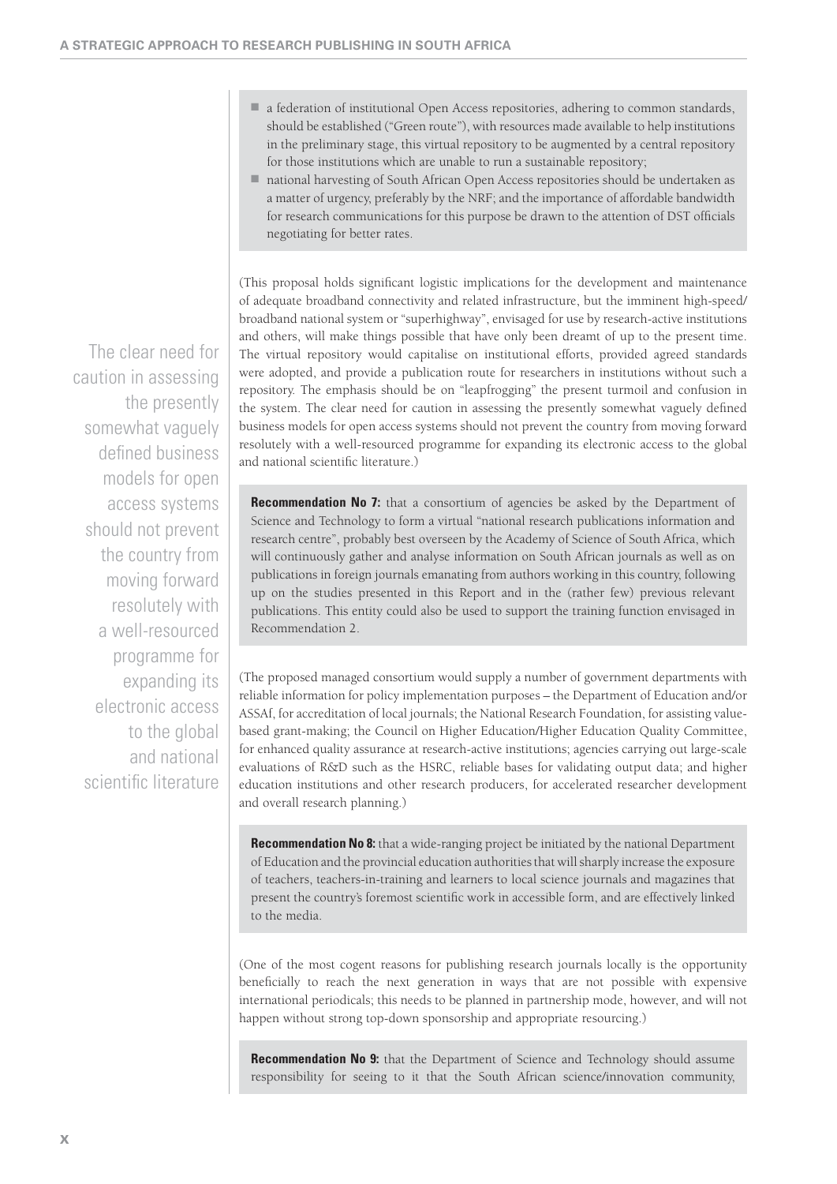- a federation of institutional Open Access repositories, adhering to common standards, should be established ("Green route"), with resources made available to help institutions in the preliminary stage, this virtual repository to be augmented by a central repository for those institutions which are unable to run a sustainable repository;
- national harvesting of South African Open Access repositories should be undertaken as a matter of urgency, preferably by the NRF; and the importance of affordable bandwidth for research communications for this purpose be drawn to the attention of DST officials negotiating for better rates.

(This proposal holds significant logistic implications for the development and maintenance of adequate broadband connectivity and related infrastructure, but the imminent high-speed/broadband national system or "superhighway", envisaged for use by research-active institutions and others, will make things possible that have only been dreamt of up to the present time. The virtual repository would capitalise on institutional efforts, provided agreed standards were adopted, and provide a publication route for researchers in institutions without such a repository. The emphasis should be on "leapfrogging" the present turmoil and confusion in the system. The clear need for caution in assessing the presently somewhat vaguely defined business models for open access systems should not prevent the country from moving forward resolutely with a well-resourced programme for expanding its electronic access to the global and national scientific literature.)

> The clear need for caution in assessing the presently somewhat vaguely defined business models for open access systems should not prevent the country from moving forward resolutely with a well-resourced programme for expanding its electronic access to the global and national scientific literature

**Recommendation No 7:** that a consortium of agencies be asked by the Department of Science and Technology to form a virtual "national research publications information and research centre", probably best overseen by the Academy of Science of South Africa, which will continuously gather and analyse information on South African journals as well as on publications in foreign journals emanating from authors working in this country, following up on the studies presented in this Report and in the (rather few) previous relevant publications. This entity could also be used to support the training function envisaged in Recommendation 2.

(The proposed managed consortium would supply a number of government departments with reliable information for policy implementation purposes – the Department of Education and/or ASSAf, for accreditation of local journals; the National Research Foundation, for assisting value-based grant-making; the Council on Higher Education/Higher Education Quality Committee, for enhanced quality assurance at research-active institutions; agencies carrying out large-scale evaluations of R&D such as the HSRC, reliable bases for validating output data; and higher education institutions and other research producers, for accelerated researcher development and overall research planning.)

**Recommendation No 8:** that a wide-ranging project be initiated by the national Department of Education and the provincial education authorities that will sharply increase the exposure of teachers, teachers-in-training and learners to local science journals and magazines that present the country's foremost scientific work in accessible form, and are effectively linked to the media.

(One of the most cogent reasons for publishing research journals locally is the opportunity beneficially to reach the next generation in ways that are not possible with expensive international periodicals; this needs to be planned in partnership mode, however, and will not happen without strong top-down sponsorship and appropriate resourcing.)

**Recommendation No 9:** that the Department of Science and Technology should assume responsibility for seeing to it that the South African science/innovation community,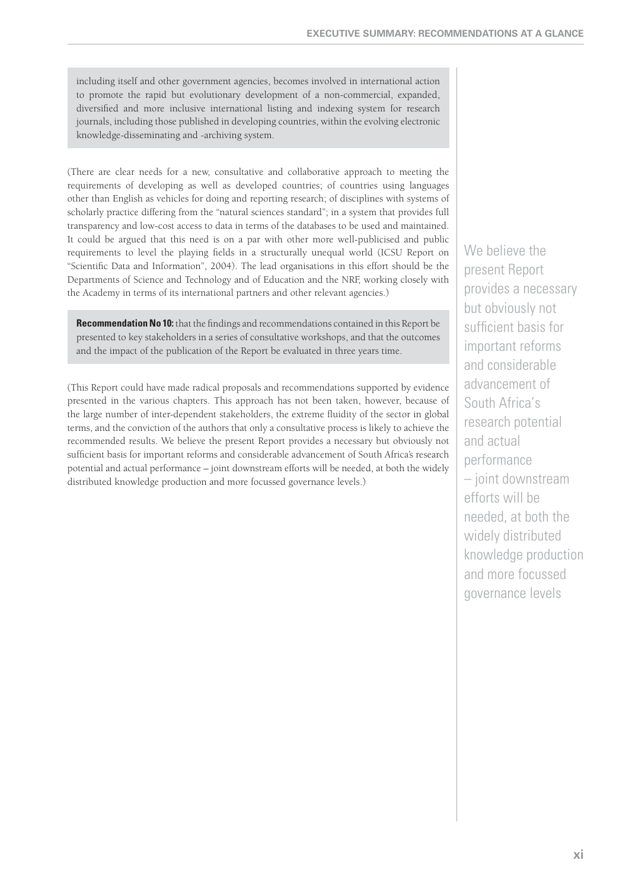including itself and other government agencies, becomes involved in international action to promote the rapid but evolutionary development of a non-commercial, expanded, diversified and more inclusive international listing and indexing system for research journals, including those published in developing countries, within the evolving electronic knowledge-disseminating and -archiving system.

(There are clear needs for a new, consultative and collaborative approach to meeting the requirements of developing as well as developed countries; of countries using languages other than English as vehicles for doing and reporting research; of disciplines with systems of scholarly practice differing from the "natural sciences standard"; in a system that provides full transparency and low-cost access to data in terms of the databases to be used and maintained. It could be argued that this need is on a par with other more well-publicised and public requirements to level the playing fields in a structurally unequal world (ICSU Report on "Scientific Data and Information", 2004). The lead organisations in this effort should be the Departments of Science and Technology and of Education and the NRF, working closely with the Academy in terms of its international partners and other relevant agencies.)

**Recommendation No 10:** that the findings and recommendations contained in this Report be presented to key stakeholders in a series of consultative workshops, and that the outcomes and the impact of the publication of the Report be evaluated in three years time.

(This Report could have made radical proposals and recommendations supported by evidence presented in the various chapters. This approach has not been taken, however, because of the large number of inter-dependent stakeholders, the extreme fluidity of the sector in global terms, and the conviction of the authors that only a consultative process is likely to achieve the recommended results. We believe the present Report provides a necessary but obviously not sufficient basis for important reforms and considerable advancement of South Africa's research potential and actual performance – joint downstream efforts will be needed, at both the widely distributed knowledge production and more focussed governance levels.)

We believe the present Report provides a necessary but obviously not sufficient basis for important reforms and considerable advancement of South Africa's research potential and actual performance – joint downstream efforts will be needed, at both the widely distributed knowledge production and more focussed governance levels